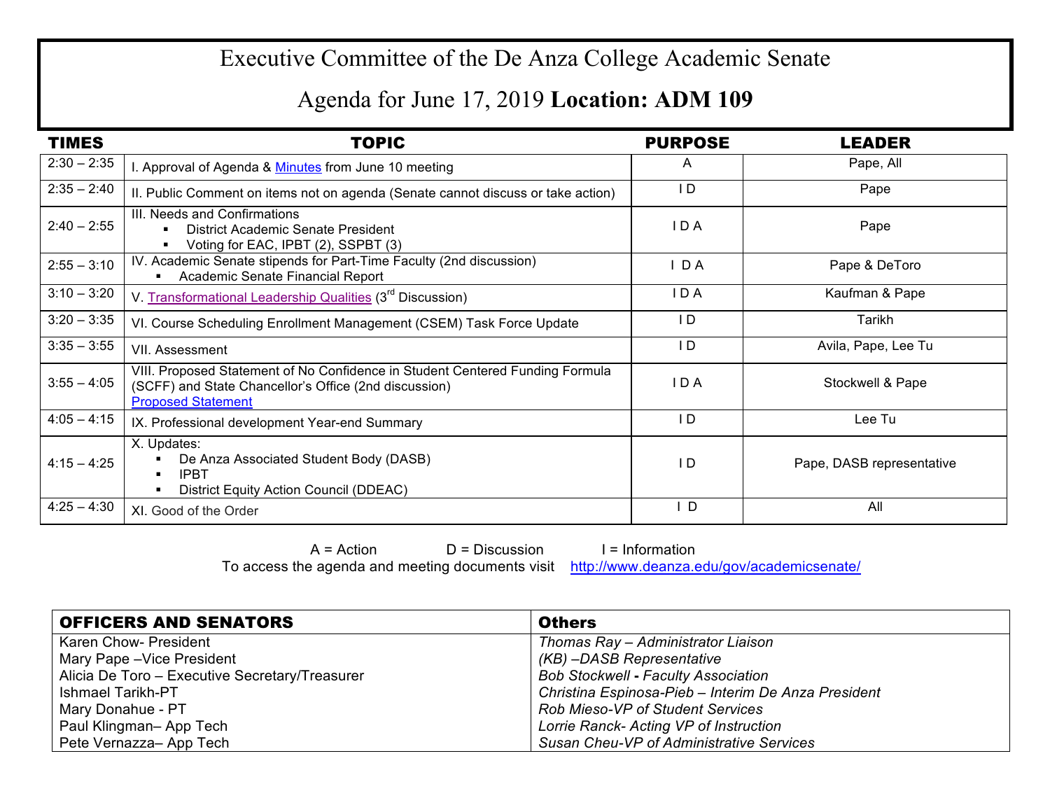# Executive Committee of the De Anza College Academic Senate

## Agenda for June 17, 2019 **Location: ADM 109**

| TIMES | TOPIC | PURPOSE | LEADER |
|---|---|---|---|
| 2:30 – 2:35 | I. Approval of Agenda & Minutes from June 10 meeting | A | Pape, All |
| 2:35 – 2:40 | II. Public Comment on items not on agenda (Senate cannot discuss or take action) | I D | Pape |
| 2:40 – 2:55 | III. Needs and Confirmations<br>▪ District Academic Senate President<br>▪ Voting for EAC, IPBT (2), SSPBT (3) | I D A | Pape |
| 2:55 – 3:10 | IV. Academic Senate stipends for Part-Time Faculty (2nd discussion)<br>▪ Academic Senate Financial Report | I D A | Pape & DeToro |
| 3:10 – 3:20 | V. Transformational Leadership Qualities (3rd Discussion) | I D A | Kaufman & Pape |
| 3:20 – 3:35 | VI. Course Scheduling Enrollment Management (CSEM) Task Force Update | I D | Tarikh |
| 3:35 – 3:55 | VII. Assessment | I D | Avila, Pape, Lee Tu |
| 3:55 – 4:05 | VIII. Proposed Statement of No Confidence in Student Centered Funding Formula (SCFF) and State Chancellor's Office (2nd discussion)<br>Proposed Statement | I D A | Stockwell & Pape |
| 4:05 – 4:15 | IX. Professional development Year-end Summary | I D | Lee Tu |
| 4:15 – 4:25 | X. Updates:<br>▪ De Anza Associated Student Body (DASB)<br>▪ IPBT<br>▪ District Equity Action Council (DDEAC) | I D | Pape, DASB representative |
| 4:25 – 4:30 | XI. Good of the Order | I D | All |

A = Action   D = Discussion   I = Information

To access the agenda and meeting documents visit http://www.deanza.edu/gov/academicsenate/

| OFFICERS AND SENATORS | Others |
|---|---|
| Karen Chow- President | *Thomas Ray – Administrator Liaison* |
| Mary Pape –Vice President | *(KB) –DASB Representative* |
| Alicia De Toro – Executive Secretary/Treasurer | *Bob Stockwell - Faculty Association* |
| Ishmael Tarikh-PT | *Christina Espinosa-Pieb – Interim De Anza President* |
| Mary Donahue - PT | *Rob Mieso-VP of Student Services* |
| Paul Klingman– App Tech | *Lorrie Ranck- Acting VP of Instruction* |
| Pete Vernazza– App Tech | *Susan Cheu-VP of Administrative Services* |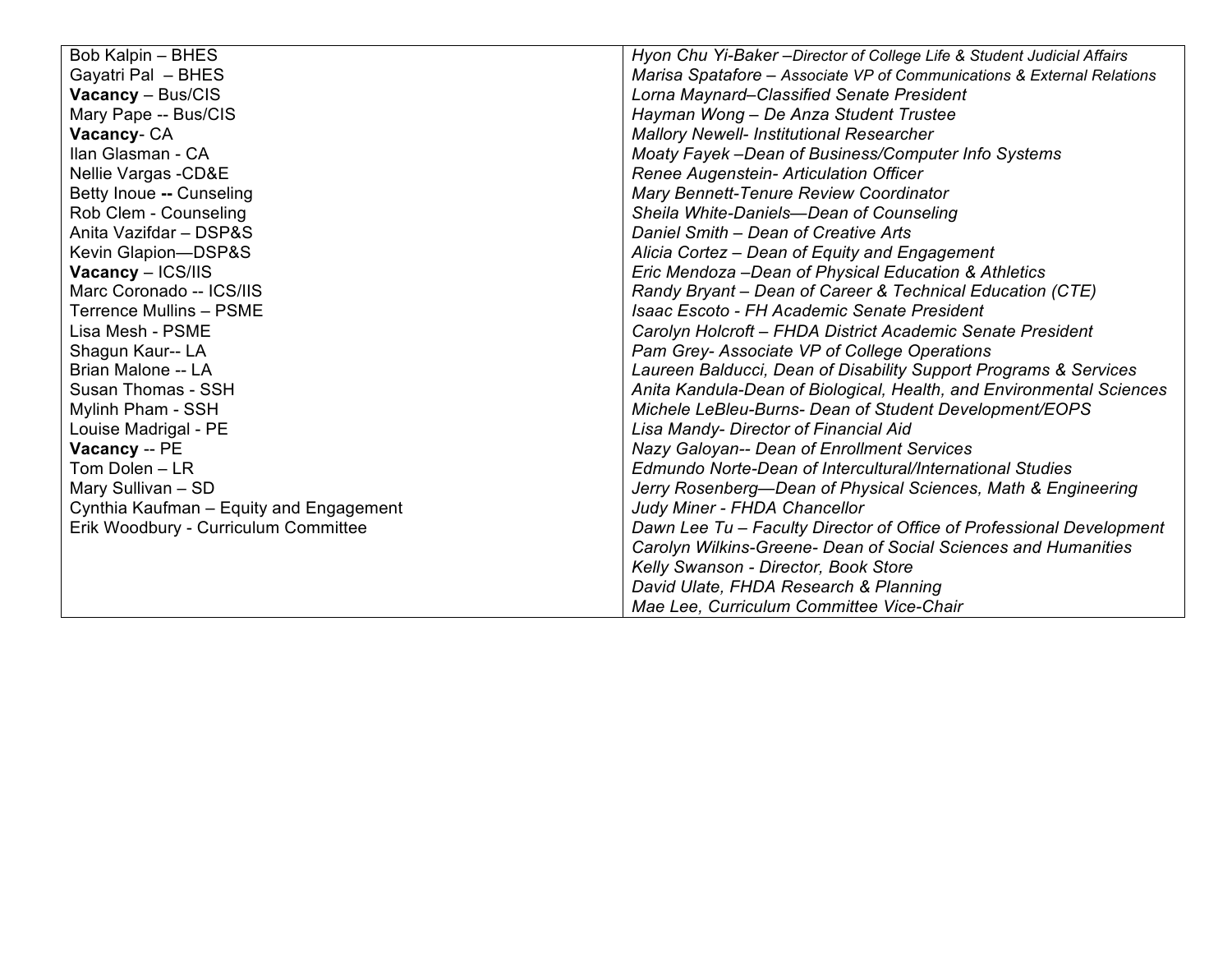| | |
|---|---|
| Bob Kalpin – BHES<br>Gayatri Pal – BHES<br>**Vacancy** – Bus/CIS<br>Mary Pape -- Bus/CIS<br>**Vacancy**- CA<br>Ilan Glasman - CA<br>Nellie Vargas -CD&E<br>Betty Inoue **--** Cunseling<br>Rob Clem - Counseling<br>Anita Vazifdar – DSP&S<br>Kevin Glapion—DSP&S<br>**Vacancy** – ICS/IIS<br>Marc Coronado -- ICS/IIS<br>Terrence Mullins – PSME<br>Lisa Mesh - PSME<br>Shagun Kaur-- LA<br>Brian Malone -- LA<br>Susan Thomas - SSH<br>Mylinh Pham - SSH<br>Louise Madrigal - PE<br>**Vacancy** -- PE<br>Tom Dolen – LR<br>Mary Sullivan – SD<br>Cynthia Kaufman – Equity and Engagement<br>Erik Woodbury - Curriculum Committee | *Hyon Chu Yi-Baker –Director of College Life & Student Judicial Affairs*<br>*Marisa Spatafore – Associate VP of Communications & External Relations*<br>*Lorna Maynard–Classified Senate President*<br>*Hayman Wong – De Anza Student Trustee*<br>*Mallory Newell- Institutional Researcher*<br>*Moaty Fayek –Dean of Business/Computer Info Systems*<br>*Renee Augenstein- Articulation Officer*<br>*Mary Bennett-Tenure Review Coordinator*<br>*Sheila White-Daniels—Dean of Counseling*<br>*Daniel Smith – Dean of Creative Arts*<br>*Alicia Cortez – Dean of Equity and Engagement*<br>*Eric Mendoza –Dean of Physical Education & Athletics*<br>*Randy Bryant – Dean of Career & Technical Education (CTE)*<br>*Isaac Escoto - FH Academic Senate President*<br>*Carolyn Holcroft – FHDA District Academic Senate President*<br>*Pam Grey- Associate VP of College Operations*<br>*Laureen Balducci, Dean of Disability Support Programs & Services*<br>*Anita Kandula-Dean of Biological, Health, and Environmental Sciences*<br>*Michele LeBleu-Burns- Dean of Student Development/EOPS*<br>*Lisa Mandy- Director of Financial Aid*<br>*Nazy Galoyan-- Dean of Enrollment Services*<br>*Edmundo Norte-Dean of Intercultural/International Studies*<br>*Jerry Rosenberg—Dean of Physical Sciences, Math & Engineering*<br>*Judy Miner - FHDA Chancellor*<br>*Dawn Lee Tu – Faculty Director of Office of Professional Development*<br>*Carolyn Wilkins-Greene- Dean of Social Sciences and Humanities*<br>*Kelly Swanson - Director, Book Store*<br>*David Ulate, FHDA Research & Planning*<br>*Mae Lee, Curriculum Committee Vice-Chair* |